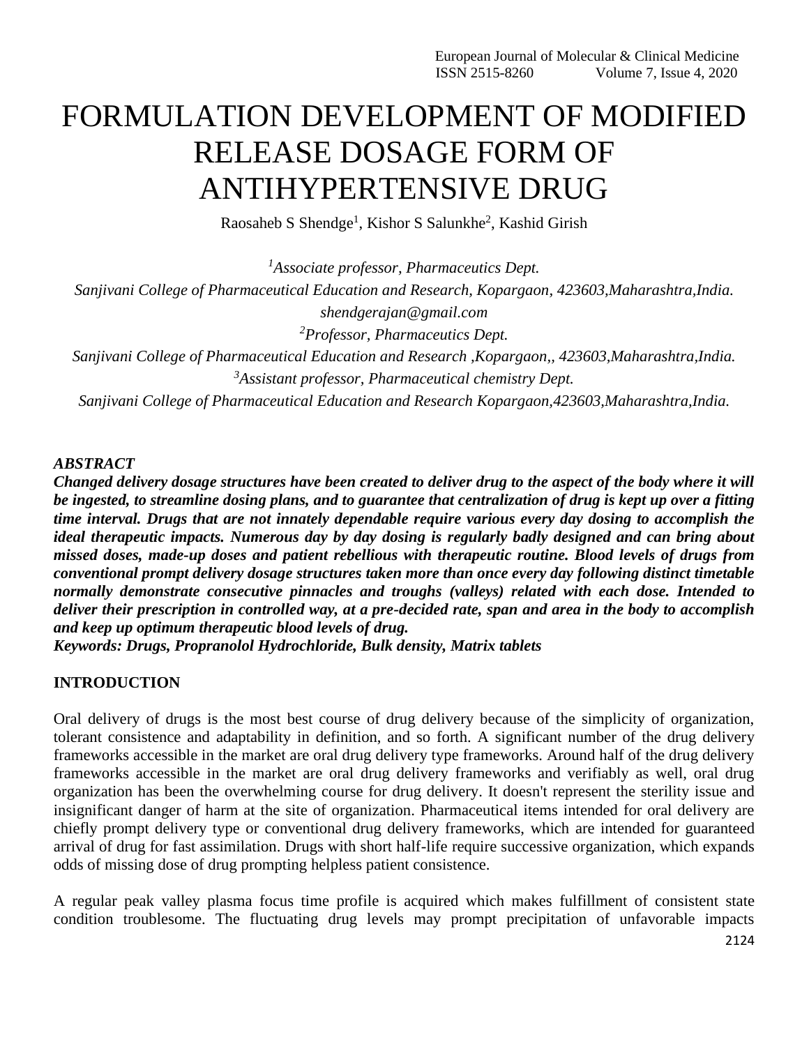# FORMULATION DEVELOPMENT OF MODIFIED RELEASE DOSAGE FORM OF ANTIHYPERTENSIVE DRUG

Raosaheb S Shendge[1], Kishor S Salunkhe[2], Kashid Girish

*[1]Associate professor, Pharmaceutics Dept.*
*Sanjivani College of Pharmaceutical Education and Research, Kopargaon, 423603,Maharashtra,India.*
*shendgerajan@gmail.com*
*[2]Professor, Pharmaceutics Dept.*
*Sanjivani College of Pharmaceutical Education and Research ,Kopargaon,, 423603,Maharashtra,India.*
*[3]Assistant professor, Pharmaceutical chemistry Dept.*
*Sanjivani College of Pharmaceutical Education and Research Kopargaon,423603,Maharashtra,India.*

***ABSTRACT***

***Changed delivery dosage structures have been created to deliver drug to the aspect of the body where it will be ingested, to streamline dosing plans, and to guarantee that centralization of drug is kept up over a fitting time interval. Drugs that are not innately dependable require various every day dosing to accomplish the ideal therapeutic impacts. Numerous day by day dosing is regularly badly designed and can bring about missed doses, made-up doses and patient rebellious with therapeutic routine. Blood levels of drugs from conventional prompt delivery dosage structures taken more than once every day following distinct timetable normally demonstrate consecutive pinnacles and troughs (valleys) related with each dose. Intended to deliver their prescription in controlled way, at a pre-decided rate, span and area in the body to accomplish and keep up optimum therapeutic blood levels of drug.***

***Keywords: Drugs, Propranolol Hydrochloride, Bulk density, Matrix tablets***

## INTRODUCTION

Oral delivery of drugs is the most best course of drug delivery because of the simplicity of organization, tolerant consistence and adaptability in definition, and so forth. A significant number of the drug delivery frameworks accessible in the market are oral drug delivery type frameworks. Around half of the drug delivery frameworks accessible in the market are oral drug delivery frameworks and verifiably as well, oral drug organization has been the overwhelming course for drug delivery. It doesn't represent the sterility issue and insignificant danger of harm at the site of organization. Pharmaceutical items intended for oral delivery are chiefly prompt delivery type or conventional drug delivery frameworks, which are intended for guaranteed arrival of drug for fast assimilation. Drugs with short half-life require successive organization, which expands odds of missing dose of drug prompting helpless patient consistence.

A regular peak valley plasma focus time profile is acquired which makes fulfillment of consistent state condition troublesome. The fluctuating drug levels may prompt precipitation of unfavorable impacts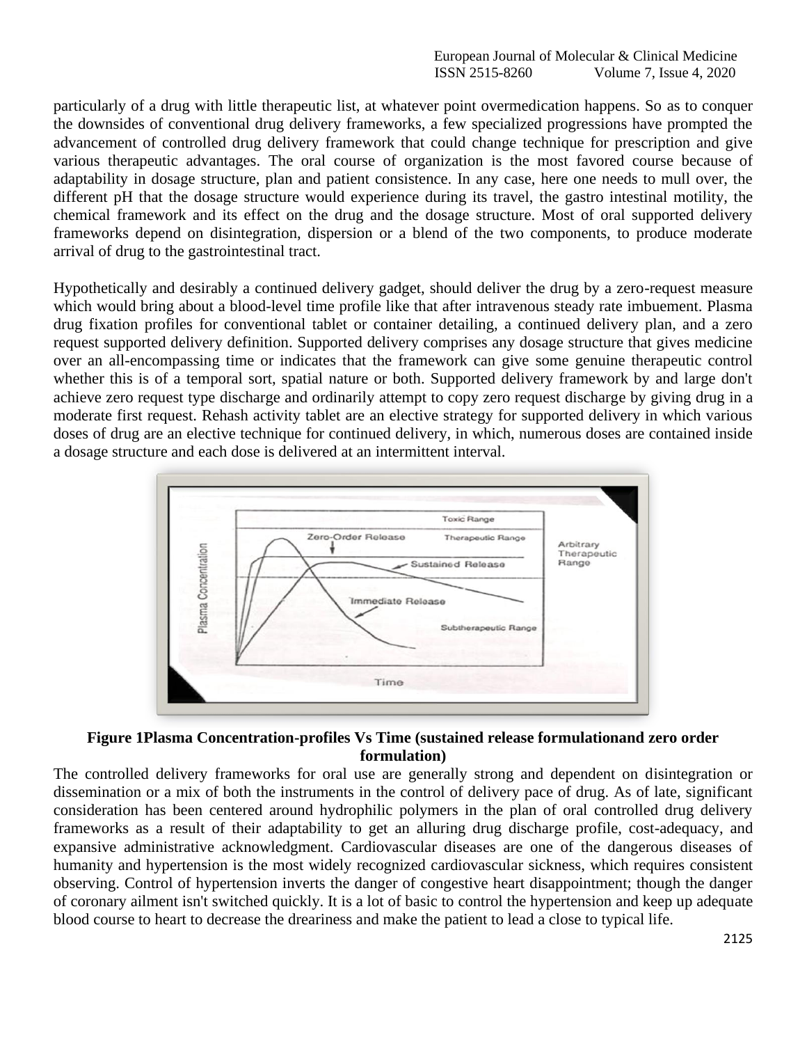particularly of a drug with little therapeutic list, at whatever point overmedication happens. So as to conquer the downsides of conventional drug delivery frameworks, a few specialized progressions have prompted the advancement of controlled drug delivery framework that could change technique for prescription and give various therapeutic advantages. The oral course of organization is the most favored course because of adaptability in dosage structure, plan and patient consistence. In any case, here one needs to mull over, the different pH that the dosage structure would experience during its travel, the gastro intestinal motility, the chemical framework and its effect on the drug and the dosage structure. Most of oral supported delivery frameworks depend on disintegration, dispersion or a blend of the two components, to produce moderate arrival of drug to the gastrointestinal tract.

Hypothetically and desirably a continued delivery gadget, should deliver the drug by a zero-request measure which would bring about a blood-level time profile like that after intravenous steady rate imbuement. Plasma drug fixation profiles for conventional tablet or container detailing, a continued delivery plan, and a zero request supported delivery definition. Supported delivery comprises any dosage structure that gives medicine over an all-encompassing time or indicates that the framework can give some genuine therapeutic control whether this is of a temporal sort, spatial nature or both. Supported delivery framework by and large don't achieve zero request type discharge and ordinarily attempt to copy zero request discharge by giving drug in a moderate first request. Rehash activity tablet are an elective strategy for supported delivery in which various doses of drug are an elective technique for continued delivery, in which, numerous doses are contained inside a dosage structure and each dose is delivered at an intermittent interval.

**Figure 1Plasma Concentration-profiles Vs Time (sustained release formulationand zero order formulation)**

The controlled delivery frameworks for oral use are generally strong and dependent on disintegration or dissemination or a mix of both the instruments in the control of delivery pace of drug. As of late, significant consideration has been centered around hydrophilic polymers in the plan of oral controlled drug delivery frameworks as a result of their adaptability to get an alluring drug discharge profile, cost-adequacy, and expansive administrative acknowledgment. Cardiovascular diseases are one of the dangerous diseases of humanity and hypertension is the most widely recognized cardiovascular sickness, which requires consistent observing. Control of hypertension inverts the danger of congestive heart disappointment; though the danger of coronary ailment isn't switched quickly. It is a lot of basic to control the hypertension and keep up adequate blood course to heart to decrease the dreariness and make the patient to lead a close to typical life.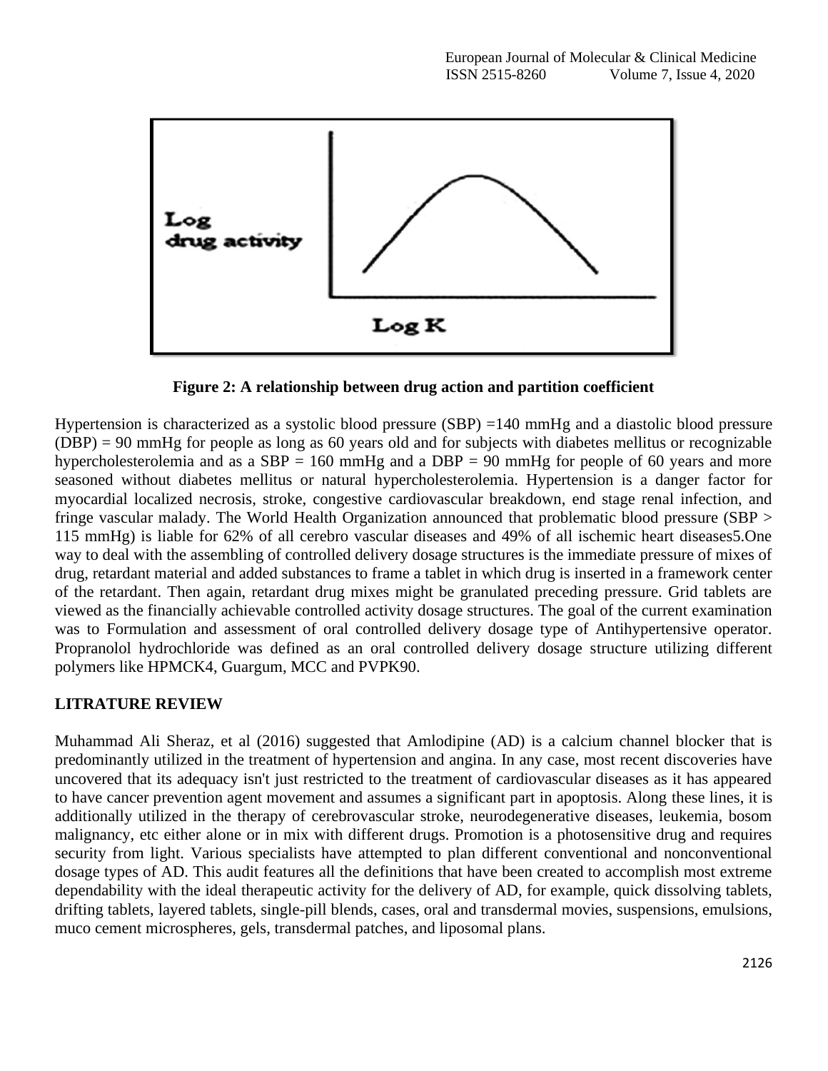Figure 2: A relationship between drug action and partition coefficient

Hypertension is characterized as a systolic blood pressure (SBP) =140 mmHg and a diastolic blood pressure (DBP) = 90 mmHg for people as long as 60 years old and for subjects with diabetes mellitus or recognizable hypercholesterolemia and as a SBP = 160 mmHg and a DBP = 90 mmHg for people of 60 years and more seasoned without diabetes mellitus or natural hypercholesterolemia. Hypertension is a danger factor for myocardial localized necrosis, stroke, congestive cardiovascular breakdown, end stage renal infection, and fringe vascular malady. The World Health Organization announced that problematic blood pressure (SBP > 115 mmHg) is liable for 62% of all cerebro vascular diseases and 49% of all ischemic heart diseases5.One way to deal with the assembling of controlled delivery dosage structures is the immediate pressure of mixes of drug, retardant material and added substances to frame a tablet in which drug is inserted in a framework center of the retardant. Then again, retardant drug mixes might be granulated preceding pressure. Grid tablets are viewed as the financially achievable controlled activity dosage structures. The goal of the current examination was to Formulation and assessment of oral controlled delivery dosage type of Antihypertensive operator. Propranolol hydrochloride was defined as an oral controlled delivery dosage structure utilizing different polymers like HPMCK4, Guargum, MCC and PVPK90.

## LITRATURE REVIEW

Muhammad Ali Sheraz, et al (2016) suggested that Amlodipine (AD) is a calcium channel blocker that is predominantly utilized in the treatment of hypertension and angina. In any case, most recent discoveries have uncovered that its adequacy isn't just restricted to the treatment of cardiovascular diseases as it has appeared to have cancer prevention agent movement and assumes a significant part in apoptosis. Along these lines, it is additionally utilized in the therapy of cerebrovascular stroke, neurodegenerative diseases, leukemia, bosom malignancy, etc either alone or in mix with different drugs. Promotion is a photosensitive drug and requires security from light. Various specialists have attempted to plan different conventional and nonconventional dosage types of AD. This audit features all the definitions that have been created to accomplish most extreme dependability with the ideal therapeutic activity for the delivery of AD, for example, quick dissolving tablets, drifting tablets, layered tablets, single-pill blends, cases, oral and transdermal movies, suspensions, emulsions, muco cement microspheres, gels, transdermal patches, and liposomal plans.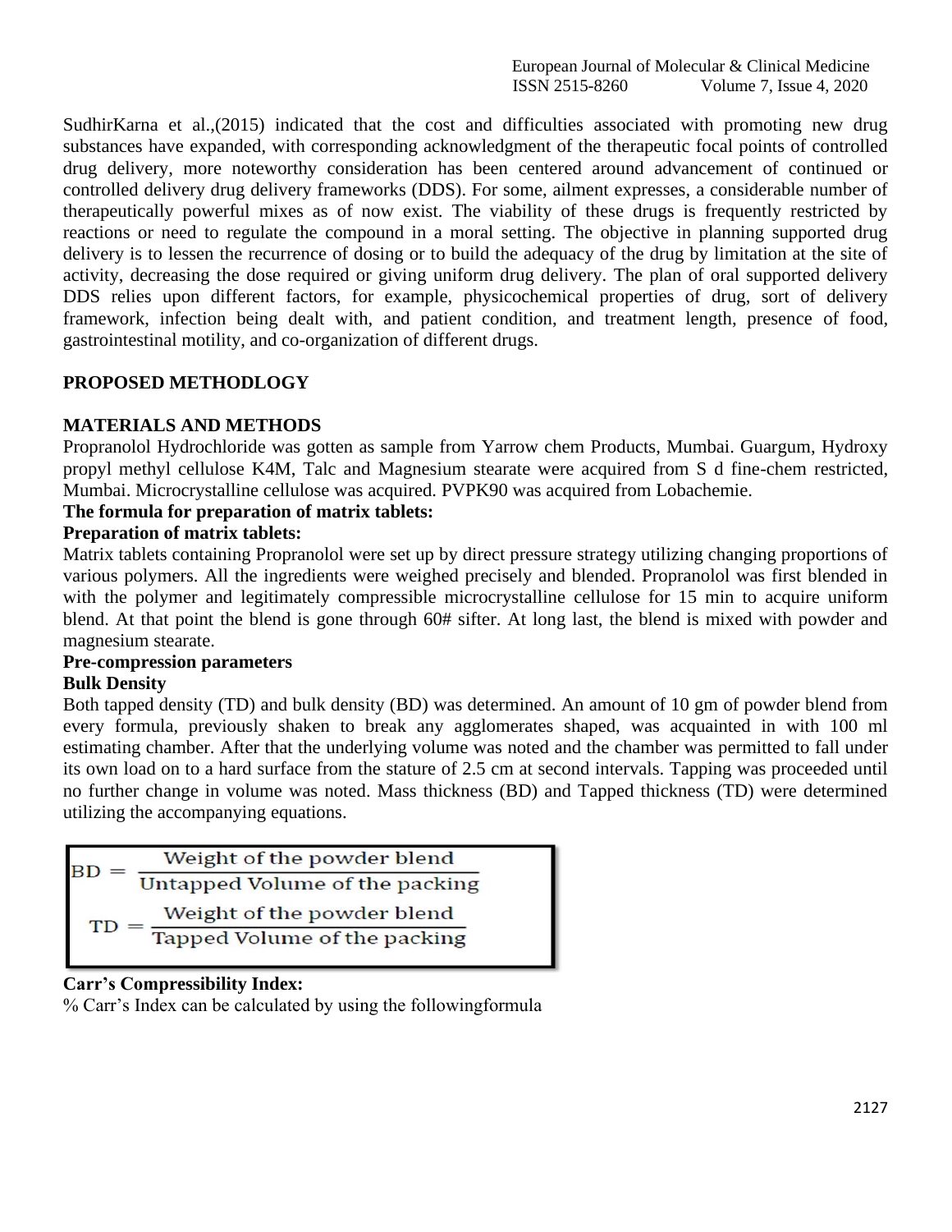SudhirKarna et al.,(2015) indicated that the cost and difficulties associated with promoting new drug substances have expanded, with corresponding acknowledgment of the therapeutic focal points of controlled drug delivery, more noteworthy consideration has been centered around advancement of continued or controlled delivery drug delivery frameworks (DDS). For some, ailment expresses, a considerable number of therapeutically powerful mixes as of now exist. The viability of these drugs is frequently restricted by reactions or need to regulate the compound in a moral setting. The objective in planning supported drug delivery is to lessen the recurrence of dosing or to build the adequacy of the drug by limitation at the site of activity, decreasing the dose required or giving uniform drug delivery. The plan of oral supported delivery DDS relies upon different factors, for example, physicochemical properties of drug, sort of delivery framework, infection being dealt with, and patient condition, and treatment length, presence of food, gastrointestinal motility, and co-organization of different drugs.

## PROPOSED METHODLOGY

## MATERIALS AND METHODS

Propranolol Hydrochloride was gotten as sample from Yarrow chem Products, Mumbai. Guargum, Hydroxy propyl methyl cellulose K4M, Talc and Magnesium stearate were acquired from S d fine-chem restricted, Mumbai. Microcrystalline cellulose was acquired. PVPK90 was acquired from Lobachemie.

**The formula for preparation of matrix tablets:**

**Preparation of matrix tablets:**

Matrix tablets containing Propranolol were set up by direct pressure strategy utilizing changing proportions of various polymers. All the ingredients were weighed precisely and blended. Propranolol was first blended in with the polymer and legitimately compressible microcrystalline cellulose for 15 min to acquire uniform blend. At that point the blend is gone through 60# sifter. At long last, the blend is mixed with powder and magnesium stearate.

**Pre-compression parameters**

**Bulk Density**

Both tapped density (TD) and bulk density (BD) was determined. An amount of 10 gm of powder blend from every formula, previously shaken to break any agglomerates shaped, was acquainted in with 100 ml estimating chamber. After that the underlying volume was noted and the chamber was permitted to fall under its own load on to a hard surface from the stature of 2.5 cm at second intervals. Tapping was proceeded until no further change in volume was noted. Mass thickness (BD) and Tapped thickness (TD) were determined utilizing the accompanying equations.

$$BD = \frac{\text{Weight of the powder blend}}{\text{Untapped Volume of the packing}}$$

$$TD = \frac{\text{Weight of the powder blend}}{\text{Tapped Volume of the packing}}$$

**Carr's Compressibility Index:**

% Carr's Index can be calculated by using the followingformula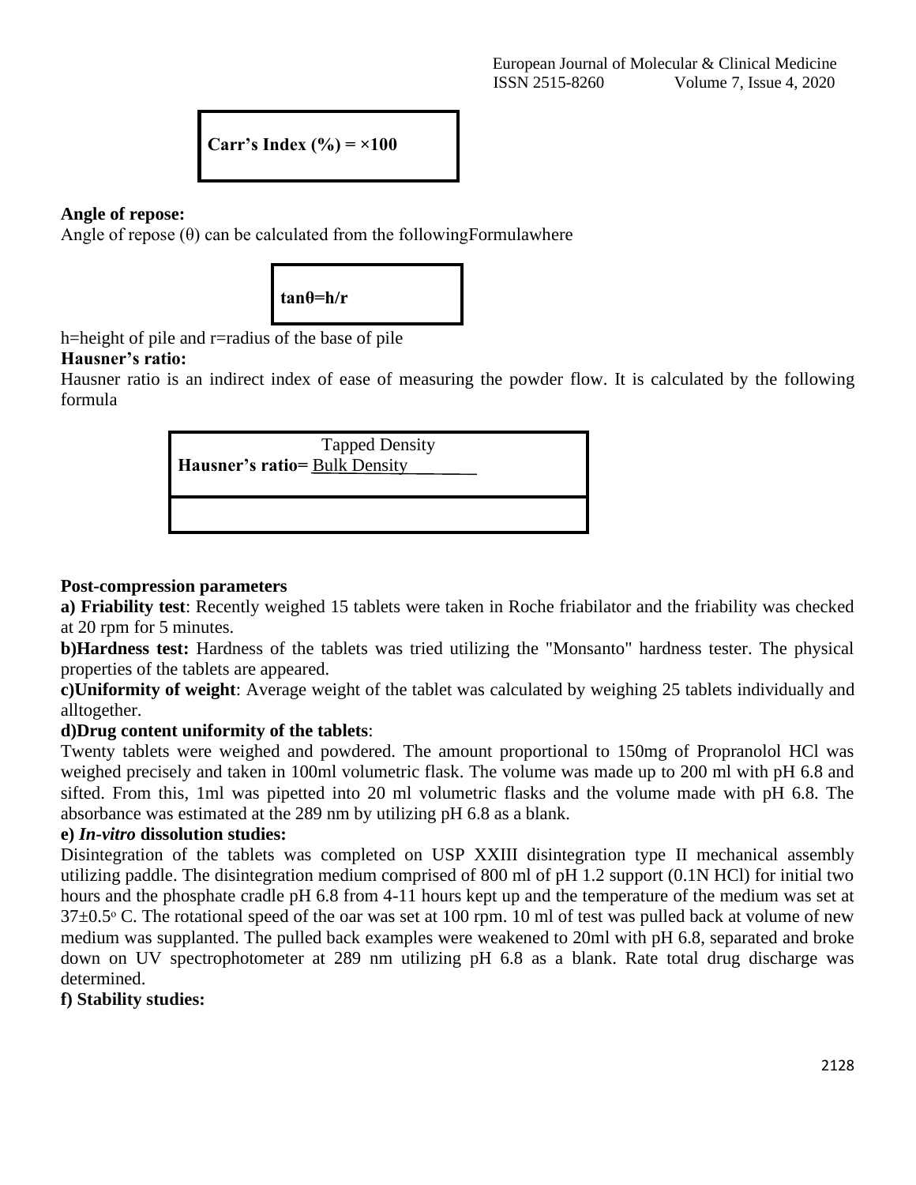$$\text{Carr's Index (\%)} = \times 100$$

**Angle of repose:**

Angle of repose (θ) can be calculated from the followingFormulawhere

$$\tan\theta = h/r$$

h=height of pile and r=radius of the base of pile

**Hausner's ratio:**

Hausner ratio is an indirect index of ease of measuring the powder flow. It is calculated by the following formula

$$\text{Hausner's ratio} = \frac{\text{Tapped Density}}{\text{Bulk Density}}$$

**Post-compression parameters**

**a) Friability test**: Recently weighed 15 tablets were taken in Roche friabilator and the friability was checked at 20 rpm for 5 minutes.

**b)Hardness test:** Hardness of the tablets was tried utilizing the "Monsanto" hardness tester. The physical properties of the tablets are appeared.

**c)Uniformity of weight**: Average weight of the tablet was calculated by weighing 25 tablets individually and alltogether.

**d)Drug content uniformity of the tablets**:

Twenty tablets were weighed and powdered. The amount proportional to 150mg of Propranolol HCl was weighed precisely and taken in 100ml volumetric flask. The volume was made up to 200 ml with pH 6.8 and sifted. From this, 1ml was pipetted into 20 ml volumetric flasks and the volume made with pH 6.8. The absorbance was estimated at the 289 nm by utilizing pH 6.8 as a blank.

**e) *In-vitro* dissolution studies:**

Disintegration of the tablets was completed on USP XXIII disintegration type II mechanical assembly utilizing paddle. The disintegration medium comprised of 800 ml of pH 1.2 support (0.1N HCl) for initial two hours and the phosphate cradle pH 6.8 from 4-11 hours kept up and the temperature of the medium was set at 37±0.5$^{o}$ C. The rotational speed of the oar was set at 100 rpm. 10 ml of test was pulled back at volume of new medium was supplanted. The pulled back examples were weakened to 20ml with pH 6.8, separated and broke down on UV spectrophotometer at 289 nm utilizing pH 6.8 as a blank. Rate total drug discharge was determined.

**f) Stability studies:**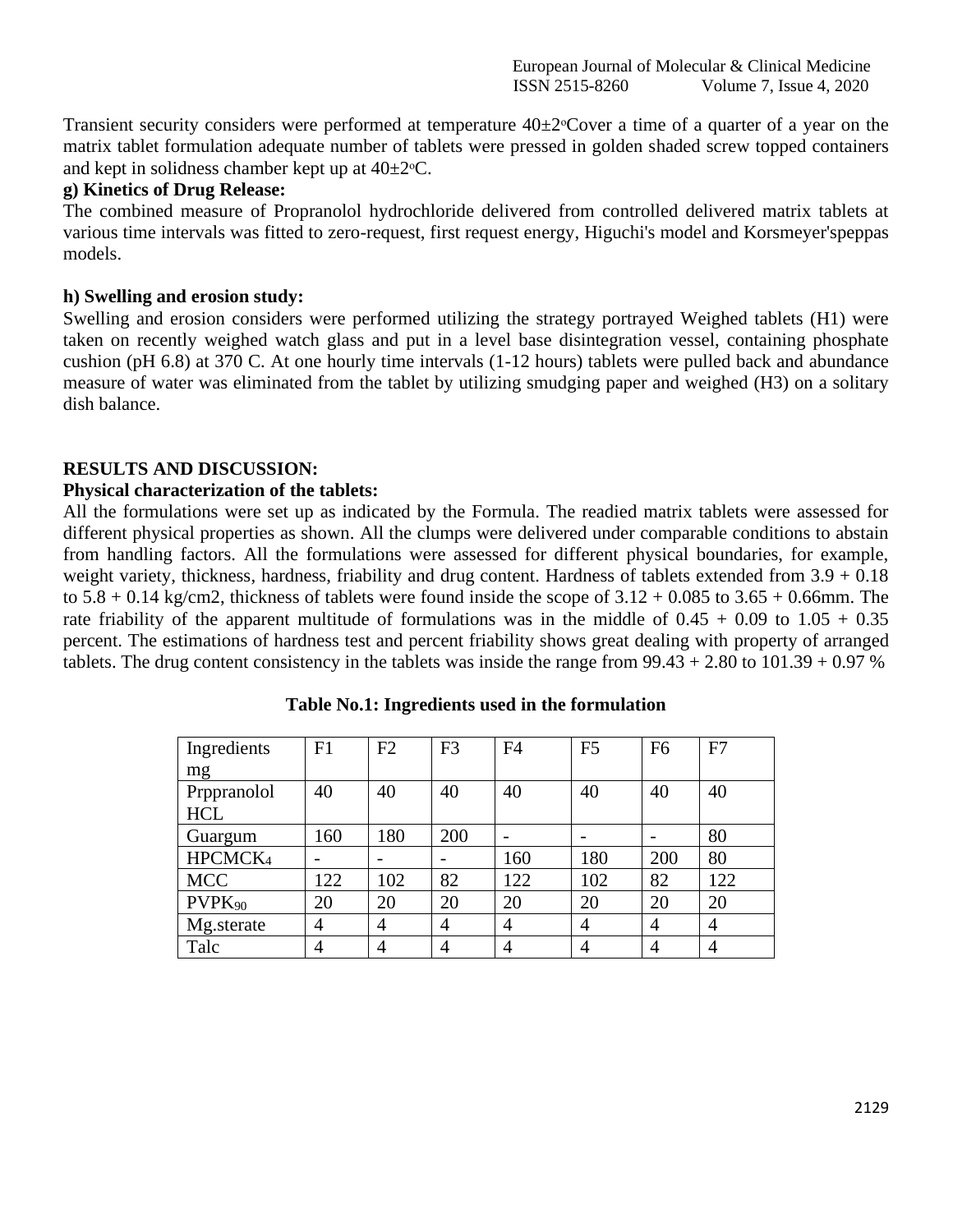Transient security considers were performed at temperature 40±2°Cover a time of a quarter of a year on the matrix tablet formulation adequate number of tablets were pressed in golden shaded screw topped containers and kept in solidness chamber kept up at 40±2°C.

**g) Kinetics of Drug Release:**

The combined measure of Propranolol hydrochloride delivered from controlled delivered matrix tablets at various time intervals was fitted to zero-request, first request energy, Higuchi's model and Korsmeyer'speppas models.

**h) Swelling and erosion study:**

Swelling and erosion considers were performed utilizing the strategy portrayed Weighed tablets (H1) were taken on recently weighed watch glass and put in a level base disintegration vessel, containing phosphate cushion (pH 6.8) at 370 C. At one hourly time intervals (1-12 hours) tablets were pulled back and abundance measure of water was eliminated from the tablet by utilizing smudging paper and weighed (H3) on a solitary dish balance.

**RESULTS AND DISCUSSION:**

**Physical characterization of the tablets:**

All the formulations were set up as indicated by the Formula. The readied matrix tablets were assessed for different physical properties as shown. All the clumps were delivered under comparable conditions to abstain from handling factors. All the formulations were assessed for different physical boundaries, for example, weight variety, thickness, hardness, friability and drug content. Hardness of tablets extended from 3.9 + 0.18 to 5.8 + 0.14 kg/cm2, thickness of tablets were found inside the scope of 3.12 + 0.085 to 3.65 + 0.66mm. The rate friability of the apparent multitude of formulations was in the middle of 0.45 + 0.09 to 1.05 + 0.35 percent. The estimations of hardness test and percent friability shows great dealing with property of arranged tablets. The drug content consistency in the tablets was inside the range from 99.43 + 2.80 to 101.39 + 0.97 %

**Table No.1: Ingredients used in the formulation**

| Ingredients mg | F1 | F2 | F3 | F4 | F5 | F6 | F7 |
|---|---|---|---|---|---|---|---|
| Prppranolol HCL | 40 | 40 | 40 | 40 | 40 | 40 | 40 |
| Guargum | 160 | 180 | 200 | - | - | - | 80 |
| $HPCMCK_4$ | - | - | - | 160 | 180 | 200 | 80 |
| MCC | 122 | 102 | 82 | 122 | 102 | 82 | 122 |
| $PVPK_{90}$ | 20 | 20 | 20 | 20 | 20 | 20 | 20 |
| Mg.sterate | 4 | 4 | 4 | 4 | 4 | 4 | 4 |
| Talc | 4 | 4 | 4 | 4 | 4 | 4 | 4 |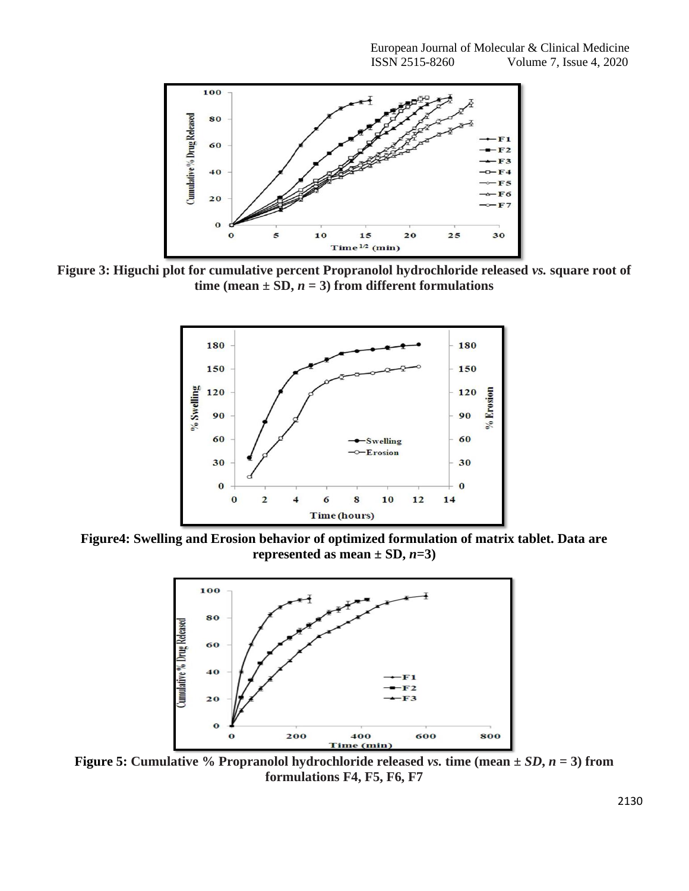Figure 3: Higuchi plot for cumulative percent Propranolol hydrochloride released *vs.* square root of time (mean ± SD, *n* = 3) from different formulations

Figure4: Swelling and Erosion behavior of optimized formulation of matrix tablet. Data are represented as mean ± SD, *n*=3)

Figure 5: Cumulative % Propranolol hydrochloride released *vs.* time (mean ± *SD*, *n* = 3) from formulations F4, F5, F6, F7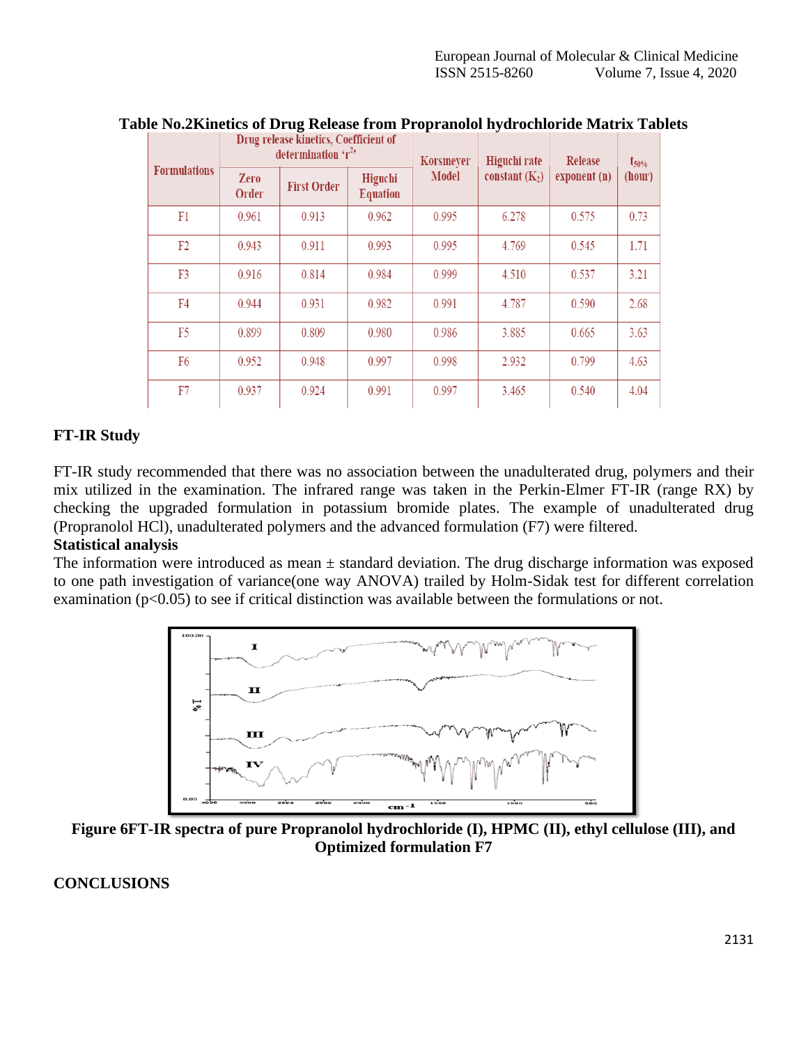**Table No.2Kinetics of Drug Release from Propranolol hydrochloride Matrix Tablets**

| Formulations | Drug release kinetics, Coefficient of determination 'r$^2$' | | | Korsmeyer Model | Higuchi rate constant ($K_2$) | Release exponent (n) | $t_{50\%}$ (hour) |
|---|---|---|---|---|---|---|---|
| | Zero Order | First Order | Higuchi Equation | | | | |
| F1 | 0.961 | 0.913 | 0.962 | 0.995 | 6.278 | 0.575 | 0.73 |
| F2 | 0.943 | 0.911 | 0.993 | 0.995 | 4.769 | 0.545 | 1.71 |
| F3 | 0.916 | 0.814 | 0.984 | 0.999 | 4.510 | 0.537 | 3.21 |
| F4 | 0.944 | 0.931 | 0.982 | 0.991 | 4.787 | 0.590 | 2.68 |
| F5 | 0.899 | 0.809 | 0.980 | 0.986 | 3.885 | 0.665 | 3.63 |
| F6 | 0.952 | 0.948 | 0.997 | 0.998 | 2.932 | 0.799 | 4.63 |
| F7 | 0.937 | 0.924 | 0.991 | 0.997 | 3.465 | 0.540 | 4.04 |

## FT-IR Study

FT-IR study recommended that there was no association between the unadulterated drug, polymers and their mix utilized in the examination. The infrared range was taken in the Perkin-Elmer FT-IR (range RX) by checking the upgraded formulation in potassium bromide plates. The example of unadulterated drug (Propranolol HCl), unadulterated polymers and the advanced formulation (F7) were filtered.

**Statistical analysis**

The information were introduced as mean ± standard deviation. The drug discharge information was exposed to one path investigation of variance(one way ANOVA) trailed by Holm-Sidak test for different correlation examination ($p<0.05$) to see if critical distinction was available between the formulations or not.

**Figure 6FT-IR spectra of pure Propranolol hydrochloride (I), HPMC (II), ethyl cellulose (III), and Optimized formulation F7**

## CONCLUSIONS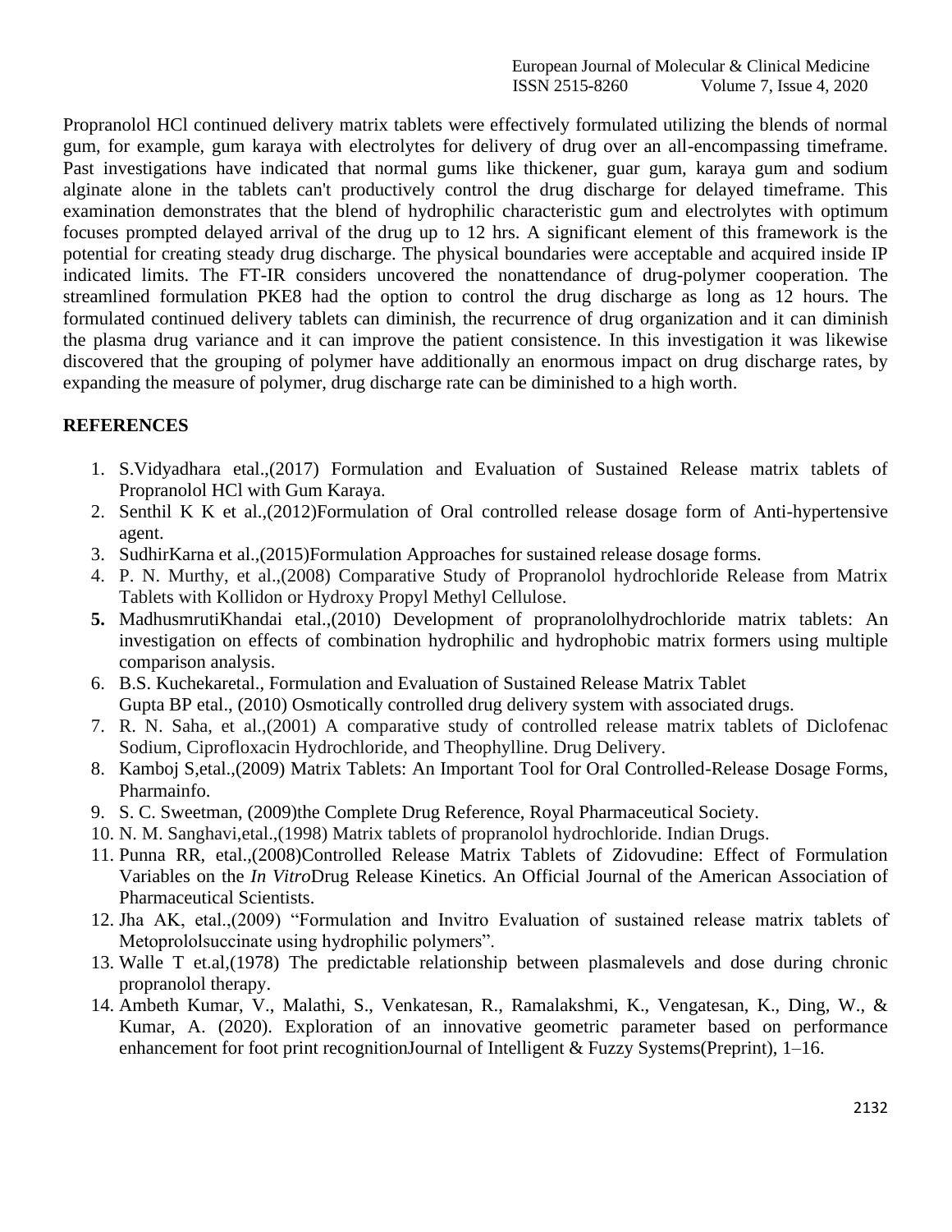Propranolol HCl continued delivery matrix tablets were effectively formulated utilizing the blends of normal gum, for example, gum karaya with electrolytes for delivery of drug over an all-encompassing timeframe. Past investigations have indicated that normal gums like thickener, guar gum, karaya gum and sodium alginate alone in the tablets can't productively control the drug discharge for delayed timeframe. This examination demonstrates that the blend of hydrophilic characteristic gum and electrolytes with optimum focuses prompted delayed arrival of the drug up to 12 hrs. A significant element of this framework is the potential for creating steady drug discharge. The physical boundaries were acceptable and acquired inside IP indicated limits. The FT-IR considers uncovered the nonattendance of drug-polymer cooperation. The streamlined formulation PKE8 had the option to control the drug discharge as long as 12 hours. The formulated continued delivery tablets can diminish, the recurrence of drug organization and it can diminish the plasma drug variance and it can improve the patient consistence. In this investigation it was likewise discovered that the grouping of polymer have additionally an enormous impact on drug discharge rates, by expanding the measure of polymer, drug discharge rate can be diminished to a high worth.

## REFERENCES

1. S.Vidyadhara etal.,(2017) Formulation and Evaluation of Sustained Release matrix tablets of Propranolol HCl with Gum Karaya.
2. Senthil K K et al.,(2012)Formulation of Oral controlled release dosage form of Anti-hypertensive agent.
3. SudhirKarna et al.,(2015)Formulation Approaches for sustained release dosage forms.
4. P. N. Murthy, et al.,(2008) Comparative Study of Propranolol hydrochloride Release from Matrix Tablets with Kollidon or Hydroxy Propyl Methyl Cellulose.
5. MadhusmrutiKhandai etal.,(2010) Development of propranololhydrochloride matrix tablets: An investigation on effects of combination hydrophilic and hydrophobic matrix formers using multiple comparison analysis.
6. B.S. Kuchekaretal., Formulation and Evaluation of Sustained Release Matrix Tablet
   Gupta BP etal., (2010) Osmotically controlled drug delivery system with associated drugs.
7. R. N. Saha, et al.,(2001) A comparative study of controlled release matrix tablets of Diclofenac Sodium, Ciprofloxacin Hydrochloride, and Theophylline. Drug Delivery.
8. Kamboj S,etal.,(2009) Matrix Tablets: An Important Tool for Oral Controlled-Release Dosage Forms, Pharmainfo.
9. S. C. Sweetman, (2009)the Complete Drug Reference, Royal Pharmaceutical Society.
10. N. M. Sanghavi,etal.,(1998) Matrix tablets of propranolol hydrochloride. Indian Drugs.
11. Punna RR, etal.,(2008)Controlled Release Matrix Tablets of Zidovudine: Effect of Formulation Variables on the *In Vitro*Drug Release Kinetics. An Official Journal of the American Association of Pharmaceutical Scientists.
12. Jha AK, etal.,(2009) "Formulation and Invitro Evaluation of sustained release matrix tablets of Metoprololsuccinate using hydrophilic polymers".
13. Walle T et.al,(1978) The predictable relationship between plasmalevels and dose during chronic propranolol therapy.
14. Ambeth Kumar, V., Malathi, S., Venkatesan, R., Ramalakshmi, K., Vengatesan, K., Ding, W., & Kumar, A. (2020). Exploration of an innovative geometric parameter based on performance enhancement for foot print recognitionJournal of Intelligent & Fuzzy Systems(Preprint), 1–16.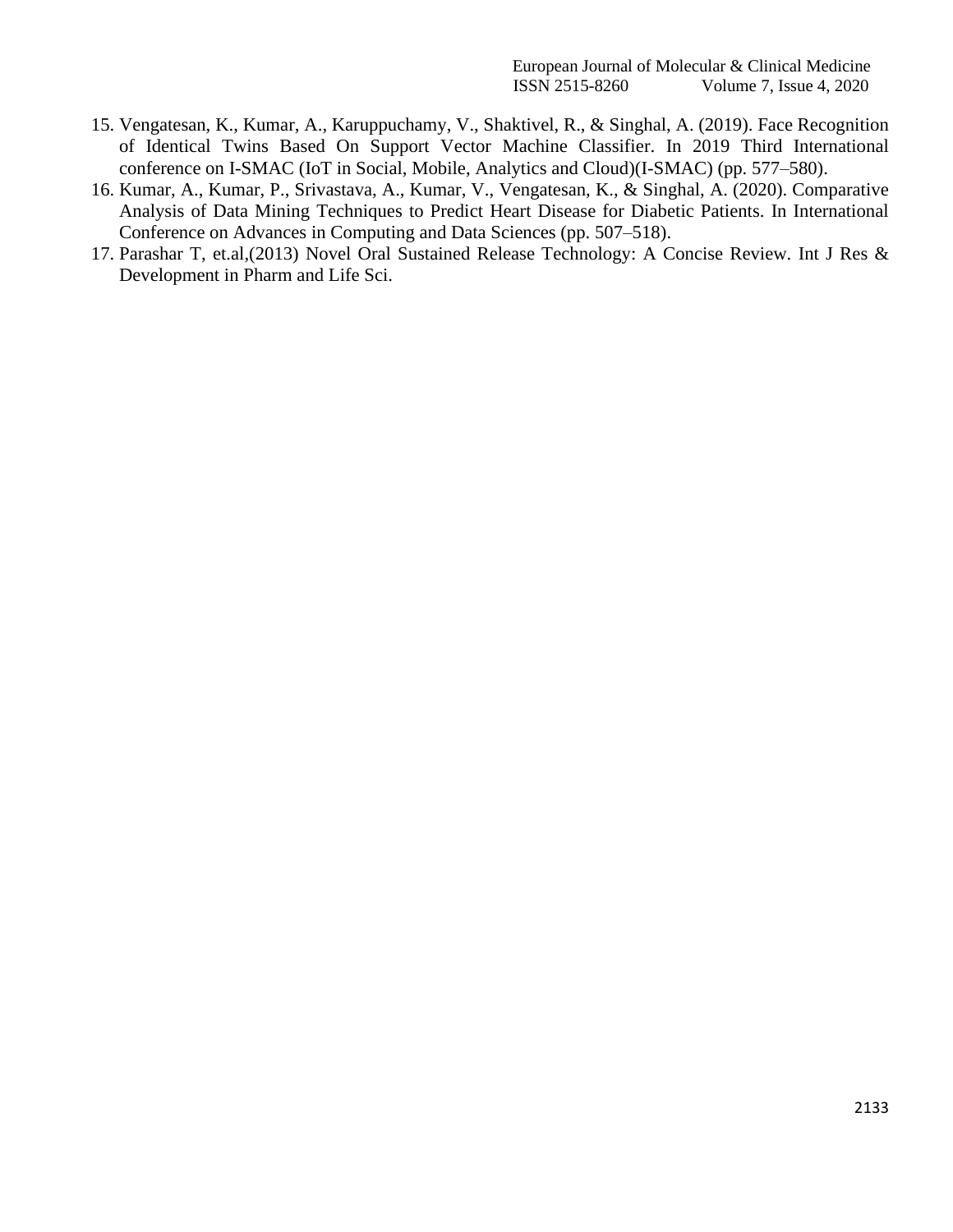15. Vengatesan, K., Kumar, A., Karuppuchamy, V., Shaktivel, R., & Singhal, A. (2019). Face Recognition of Identical Twins Based On Support Vector Machine Classifier. In 2019 Third International conference on I-SMAC (IoT in Social, Mobile, Analytics and Cloud)(I-SMAC) (pp. 577–580).
16. Kumar, A., Kumar, P., Srivastava, A., Kumar, V., Vengatesan, K., & Singhal, A. (2020). Comparative Analysis of Data Mining Techniques to Predict Heart Disease for Diabetic Patients. In International Conference on Advances in Computing and Data Sciences (pp. 507–518).
17. Parashar T, et.al,(2013) Novel Oral Sustained Release Technology: A Concise Review. Int J Res & Development in Pharm and Life Sci.